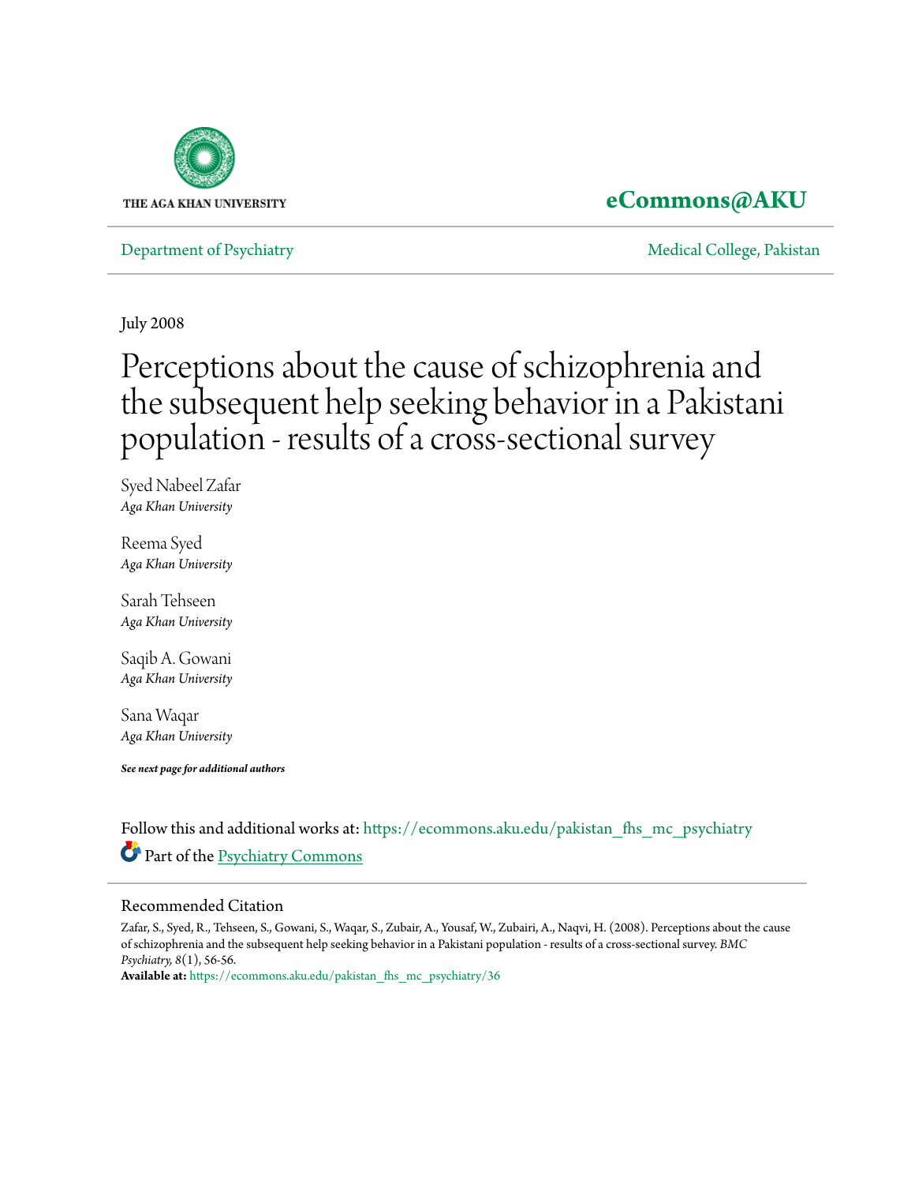THE AGA KHAN UNIVERSITY

**eCommons@AKU**

Department of Psychiatry | Medical College, Pakistan

July 2008

# Perceptions about the cause of schizophrenia and the subsequent help seeking behavior in a Pakistani population - results of a cross-sectional survey

Syed Nabeel Zafar
*Aga Khan University*

Reema Syed
*Aga Khan University*

Sarah Tehseen
*Aga Khan University*

Saqib A. Gowani
*Aga Khan University*

Sana Waqar
*Aga Khan University*

***See next page for additional authors***

Follow this and additional works at: https://ecommons.aku.edu/pakistan_fhs_mc_psychiatry

Part of the Psychiatry Commons

## Recommended Citation

Zafar, S., Syed, R., Tehseen, S., Gowani, S., Waqar, S., Zubair, A., Yousaf, W., Zubairi, A., Naqvi, H. (2008). Perceptions about the cause of schizophrenia and the subsequent help seeking behavior in a Pakistani population - results of a cross-sectional survey. *BMC Psychiatry, 8*(1), 56-56.
**Available at:** https://ecommons.aku.edu/pakistan_fhs_mc_psychiatry/36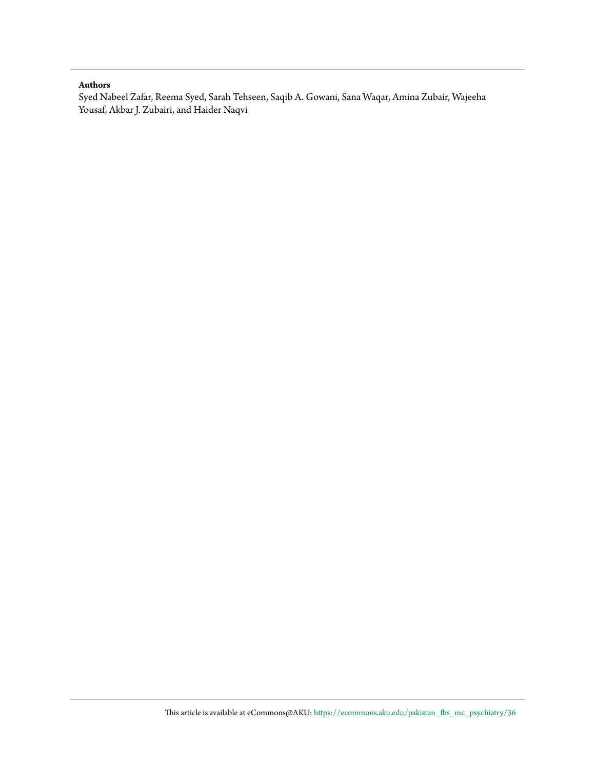**Authors**

Syed Nabeel Zafar, Reema Syed, Sarah Tehseen, Saqib A. Gowani, Sana Waqar, Amina Zubair, Wajeeha Yousaf, Akbar J. Zubairi, and Haider Naqvi

This article is available at eCommons@AKU: https://ecommons.aku.edu/pakistan_fhs_mc_psychiatry/36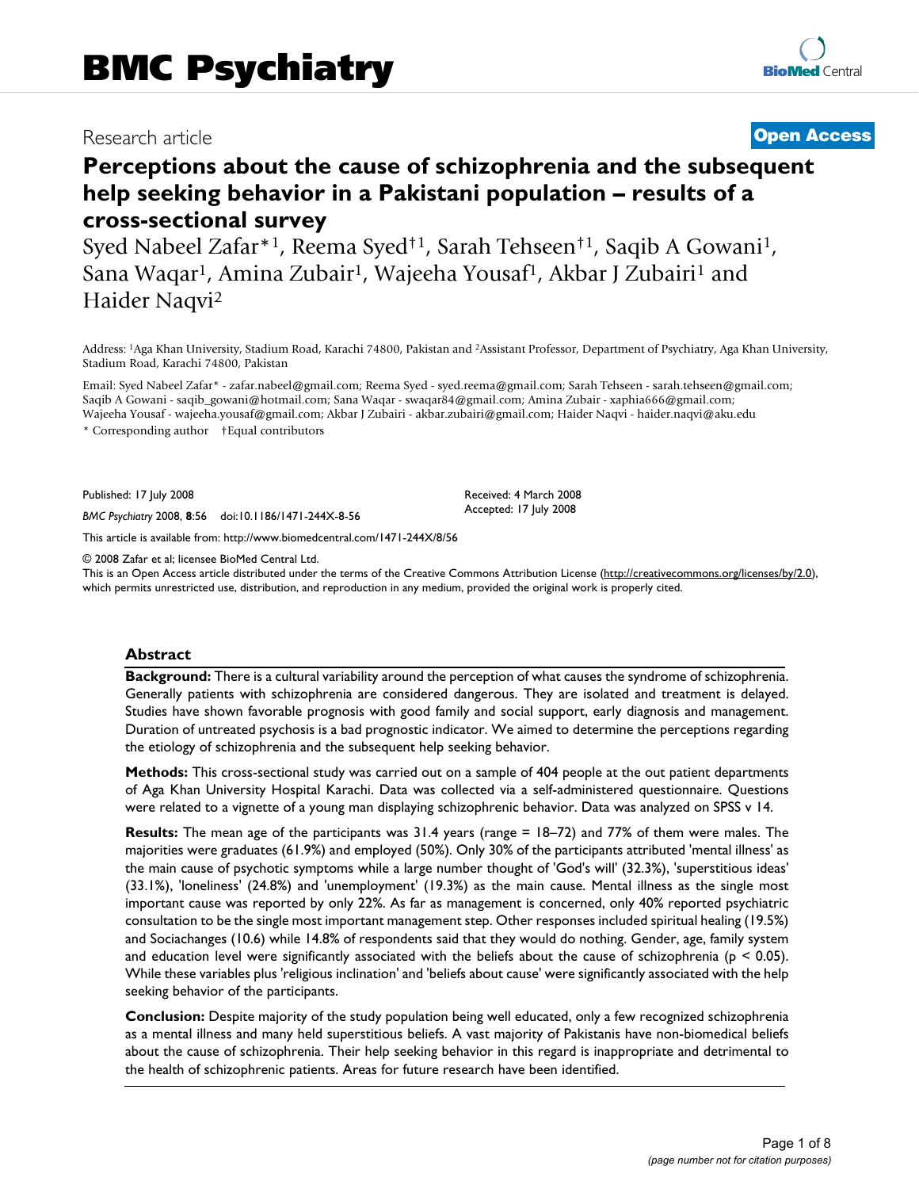# BMC Psychiatry

Research article

**Open Access**

# Perceptions about the cause of schizophrenia and the subsequent help seeking behavior in a Pakistani population – results of a cross-sectional survey

Syed Nabeel Zafar*[1], Reema Syed†[1], Sarah Tehseen†[1], Saqib A Gowani[1], Sana Waqar[1], Amina Zubair[1], Wajeeha Yousaf[1], Akbar J Zubairi[1] and Haider Naqvi[2]

Address: [1]Aga Khan University, Stadium Road, Karachi 74800, Pakistan and [2]Assistant Professor, Department of Psychiatry, Aga Khan University, Stadium Road, Karachi 74800, Pakistan

Email: Syed Nabeel Zafar* - zafar.nabeel@gmail.com; Reema Syed - syed.reema@gmail.com; Sarah Tehseen - sarah.tehseen@gmail.com; Saqib A Gowani - saqib_gowani@hotmail.com; Sana Waqar - swaqar84@gmail.com; Amina Zubair - xaphia666@gmail.com; Wajeeha Yousaf - wajeeha.yousaf@gmail.com; Akbar J Zubairi - akbar.zubairi@gmail.com; Haider Naqvi - haider.naqvi@aku.edu

\* Corresponding author †Equal contributors

Published: 17 July 2008

*BMC Psychiatry* 2008, **8**:56 doi:10.1186/1471-244X-8-56

Received: 4 March 2008
Accepted: 17 July 2008

This article is available from: http://www.biomedcentral.com/1471-244X/8/56

© 2008 Zafar et al; licensee BioMed Central Ltd.

This is an Open Access article distributed under the terms of the Creative Commons Attribution License (http://creativecommons.org/licenses/by/2.0), which permits unrestricted use, distribution, and reproduction in any medium, provided the original work is properly cited.

## Abstract

**Background:** There is a cultural variability around the perception of what causes the syndrome of schizophrenia. Generally patients with schizophrenia are considered dangerous. They are isolated and treatment is delayed. Studies have shown favorable prognosis with good family and social support, early diagnosis and management. Duration of untreated psychosis is a bad prognostic indicator. We aimed to determine the perceptions regarding the etiology of schizophrenia and the subsequent help seeking behavior.

**Methods:** This cross-sectional study was carried out on a sample of 404 people at the out patient departments of Aga Khan University Hospital Karachi. Data was collected via a self-administered questionnaire. Questions were related to a vignette of a young man displaying schizophrenic behavior. Data was analyzed on SPSS v 14.

**Results:** The mean age of the participants was 31.4 years (range = 18–72) and 77% of them were males. The majorities were graduates (61.9%) and employed (50%). Only 30% of the participants attributed 'mental illness' as the main cause of psychotic symptoms while a large number thought of 'God's will' (32.3%), 'superstitious ideas' (33.1%), 'loneliness' (24.8%) and 'unemployment' (19.3%) as the main cause. Mental illness as the single most important cause was reported by only 22%. As far as management is concerned, only 40% reported psychiatric consultation to be the single most important management step. Other responses included spiritual healing (19.5%) and Sociachanges (10.6) while 14.8% of respondents said that they would do nothing. Gender, age, family system and education level were significantly associated with the beliefs about the cause of schizophrenia ($p < 0.05$). While these variables plus 'religious inclination' and 'beliefs about cause' were significantly associated with the help seeking behavior of the participants.

**Conclusion:** Despite majority of the study population being well educated, only a few recognized schizophrenia as a mental illness and many held superstitious beliefs. A vast majority of Pakistanis have non-biomedical beliefs about the cause of schizophrenia. Their help seeking behavior in this regard is inappropriate and detrimental to the health of schizophrenic patients. Areas for future research have been identified.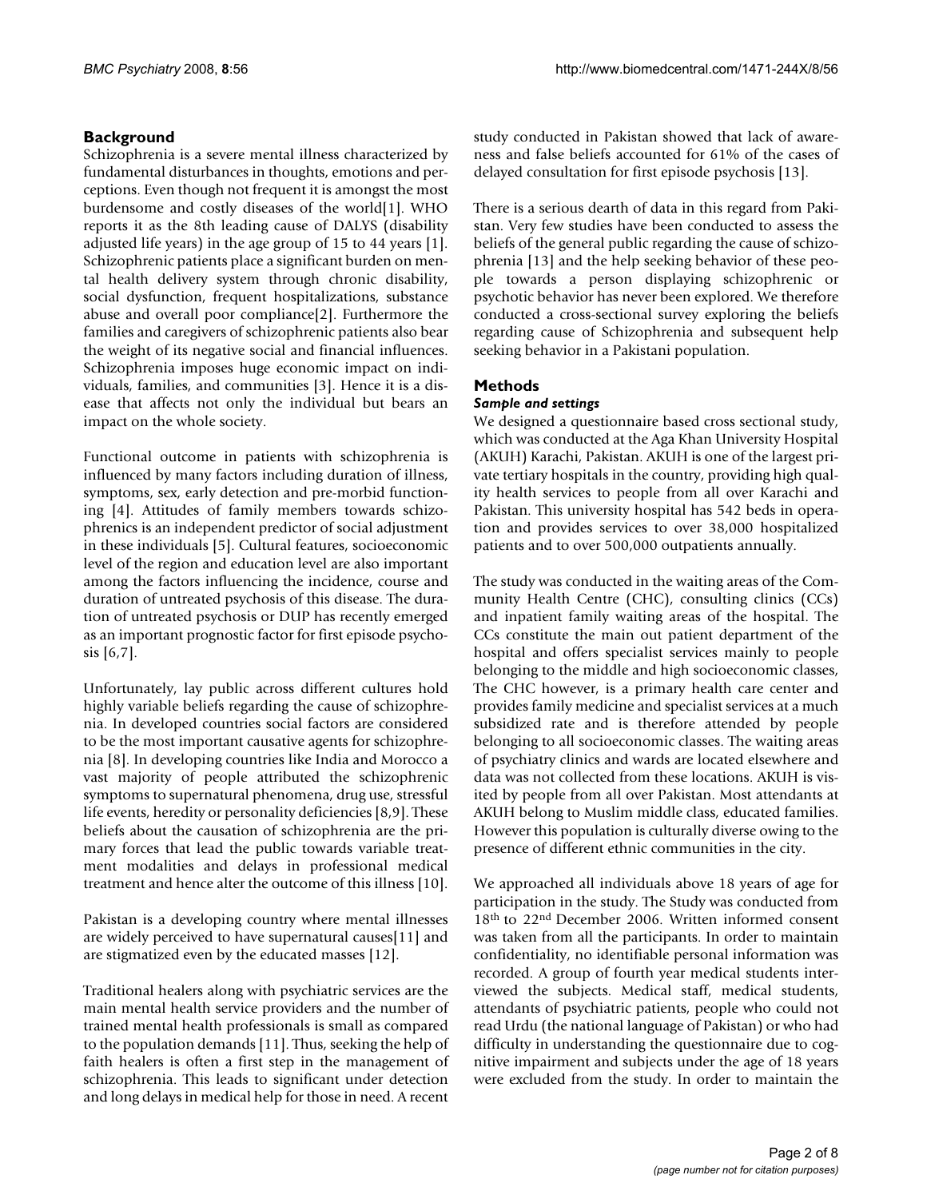## Background

Schizophrenia is a severe mental illness characterized by fundamental disturbances in thoughts, emotions and perceptions. Even though not frequent it is amongst the most burdensome and costly diseases of the world[1]. WHO reports it as the 8th leading cause of DALYS (disability adjusted life years) in the age group of 15 to 44 years [1]. Schizophrenic patients place a significant burden on mental health delivery system through chronic disability, social dysfunction, frequent hospitalizations, substance abuse and overall poor compliance[2]. Furthermore the families and caregivers of schizophrenic patients also bear the weight of its negative social and financial influences. Schizophrenia imposes huge economic impact on individuals, families, and communities [3]. Hence it is a disease that affects not only the individual but bears an impact on the whole society.

Functional outcome in patients with schizophrenia is influenced by many factors including duration of illness, symptoms, sex, early detection and pre-morbid functioning [4]. Attitudes of family members towards schizophrenics is an independent predictor of social adjustment in these individuals [5]. Cultural features, socioeconomic level of the region and education level are also important among the factors influencing the incidence, course and duration of untreated psychosis of this disease. The duration of untreated psychosis or DUP has recently emerged as an important prognostic factor for first episode psychosis [6,7].

Unfortunately, lay public across different cultures hold highly variable beliefs regarding the cause of schizophrenia. In developed countries social factors are considered to be the most important causative agents for schizophrenia [8]. In developing countries like India and Morocco a vast majority of people attributed the schizophrenic symptoms to supernatural phenomena, drug use, stressful life events, heredity or personality deficiencies [8,9]. These beliefs about the causation of schizophrenia are the primary forces that lead the public towards variable treatment modalities and delays in professional medical treatment and hence alter the outcome of this illness [10].

Pakistan is a developing country where mental illnesses are widely perceived to have supernatural causes[11] and are stigmatized even by the educated masses [12].

Traditional healers along with psychiatric services are the main mental health service providers and the number of trained mental health professionals is small as compared to the population demands [11]. Thus, seeking the help of faith healers is often a first step in the management of schizophrenia. This leads to significant under detection and long delays in medical help for those in need. A recent study conducted in Pakistan showed that lack of awareness and false beliefs accounted for 61% of the cases of delayed consultation for first episode psychosis [13].

There is a serious dearth of data in this regard from Pakistan. Very few studies have been conducted to assess the beliefs of the general public regarding the cause of schizophrenia [13] and the help seeking behavior of these people towards a person displaying schizophrenic or psychotic behavior has never been explored. We therefore conducted a cross-sectional survey exploring the beliefs regarding cause of Schizophrenia and subsequent help seeking behavior in a Pakistani population.

## Methods

### *Sample and settings*

We designed a questionnaire based cross sectional study, which was conducted at the Aga Khan University Hospital (AKUH) Karachi, Pakistan. AKUH is one of the largest private tertiary hospitals in the country, providing high quality health services to people from all over Karachi and Pakistan. This university hospital has 542 beds in operation and provides services to over 38,000 hospitalized patients and to over 500,000 outpatients annually.

The study was conducted in the waiting areas of the Community Health Centre (CHC), consulting clinics (CCs) and inpatient family waiting areas of the hospital. The CCs constitute the main out patient department of the hospital and offers specialist services mainly to people belonging to the middle and high socioeconomic classes, The CHC however, is a primary health care center and provides family medicine and specialist services at a much subsidized rate and is therefore attended by people belonging to all socioeconomic classes. The waiting areas of psychiatry clinics and wards are located elsewhere and data was not collected from these locations. AKUH is visited by people from all over Pakistan. Most attendants at AKUH belong to Muslim middle class, educated families. However this population is culturally diverse owing to the presence of different ethnic communities in the city.

We approached all individuals above 18 years of age for participation in the study. The Study was conducted from 18th to 22nd December 2006. Written informed consent was taken from all the participants. In order to maintain confidentiality, no identifiable personal information was recorded. A group of fourth year medical students interviewed the subjects. Medical staff, medical students, attendants of psychiatric patients, people who could not read Urdu (the national language of Pakistan) or who had difficulty in understanding the questionnaire due to cognitive impairment and subjects under the age of 18 years were excluded from the study. In order to maintain the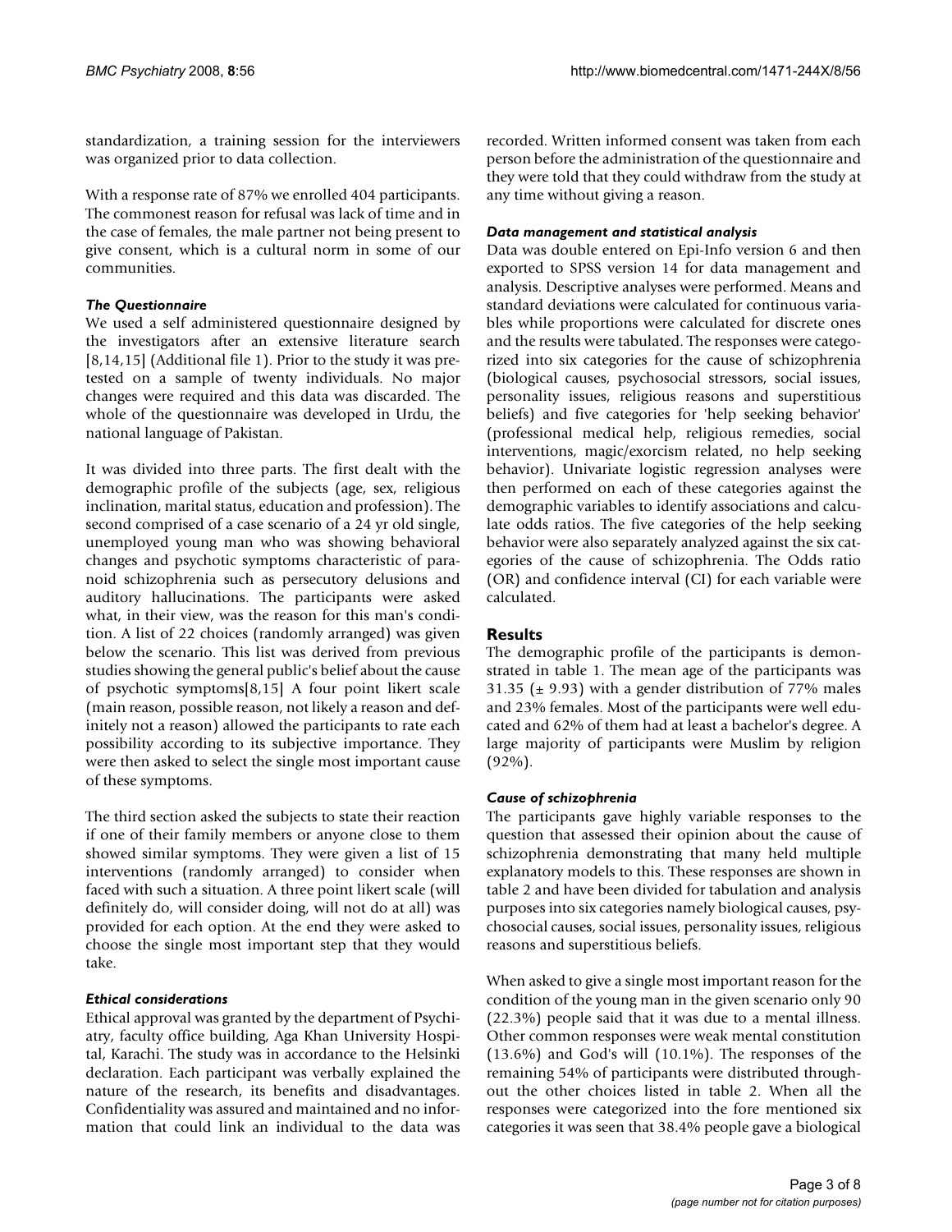standardization, a training session for the interviewers was organized prior to data collection.

With a response rate of 87% we enrolled 404 participants. The commonest reason for refusal was lack of time and in the case of females, the male partner not being present to give consent, which is a cultural norm in some of our communities.

### *The Questionnaire*

We used a self administered questionnaire designed by the investigators after an extensive literature search [8,14,15] (Additional file 1). Prior to the study it was pretested on a sample of twenty individuals. No major changes were required and this data was discarded. The whole of the questionnaire was developed in Urdu, the national language of Pakistan.

It was divided into three parts. The first dealt with the demographic profile of the subjects (age, sex, religious inclination, marital status, education and profession). The second comprised of a case scenario of a 24 yr old single, unemployed young man who was showing behavioral changes and psychotic symptoms characteristic of paranoid schizophrenia such as persecutory delusions and auditory hallucinations. The participants were asked what, in their view, was the reason for this man's condition. A list of 22 choices (randomly arranged) was given below the scenario. This list was derived from previous studies showing the general public's belief about the cause of psychotic symptoms[8,15] A four point likert scale (main reason, possible reason, not likely a reason and definitely not a reason) allowed the participants to rate each possibility according to its subjective importance. They were then asked to select the single most important cause of these symptoms.

The third section asked the subjects to state their reaction if one of their family members or anyone close to them showed similar symptoms. They were given a list of 15 interventions (randomly arranged) to consider when faced with such a situation. A three point likert scale (will definitely do, will consider doing, will not do at all) was provided for each option. At the end they were asked to choose the single most important step that they would take.

### *Ethical considerations*

Ethical approval was granted by the department of Psychiatry, faculty office building, Aga Khan University Hospital, Karachi. The study was in accordance to the Helsinki declaration. Each participant was verbally explained the nature of the research, its benefits and disadvantages. Confidentiality was assured and maintained and no information that could link an individual to the data was recorded. Written informed consent was taken from each person before the administration of the questionnaire and they were told that they could withdraw from the study at any time without giving a reason.

### *Data management and statistical analysis*

Data was double entered on Epi-Info version 6 and then exported to SPSS version 14 for data management and analysis. Descriptive analyses were performed. Means and standard deviations were calculated for continuous variables while proportions were calculated for discrete ones and the results were tabulated. The responses were categorized into six categories for the cause of schizophrenia (biological causes, psychosocial stressors, social issues, personality issues, religious reasons and superstitious beliefs) and five categories for 'help seeking behavior' (professional medical help, religious remedies, social interventions, magic/exorcism related, no help seeking behavior). Univariate logistic regression analyses were then performed on each of these categories against the demographic variables to identify associations and calculate odds ratios. The five categories of the help seeking behavior were also separately analyzed against the six categories of the cause of schizophrenia. The Odds ratio (OR) and confidence interval (CI) for each variable were calculated.

## Results

The demographic profile of the participants is demonstrated in table 1. The mean age of the participants was 31.35 (± 9.93) with a gender distribution of 77% males and 23% females. Most of the participants were well educated and 62% of them had at least a bachelor's degree. A large majority of participants were Muslim by religion (92%).

### *Cause of schizophrenia*

The participants gave highly variable responses to the question that assessed their opinion about the cause of schizophrenia demonstrating that many held multiple explanatory models to this. These responses are shown in table 2 and have been divided for tabulation and analysis purposes into six categories namely biological causes, psychosocial causes, social issues, personality issues, religious reasons and superstitious beliefs.

When asked to give a single most important reason for the condition of the young man in the given scenario only 90 (22.3%) people said that it was due to a mental illness. Other common responses were weak mental constitution (13.6%) and God's will (10.1%). The responses of the remaining 54% of participants were distributed throughout the other choices listed in table 2. When all the responses were categorized into the fore mentioned six categories it was seen that 38.4% people gave a biological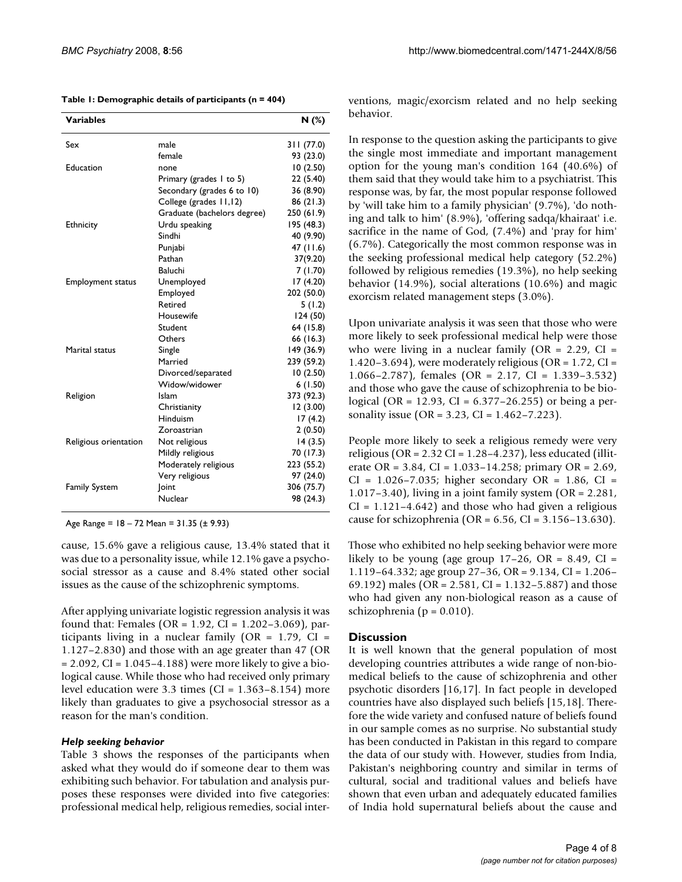**Table 1: Demographic details of participants (n = 404)**

| Variables | | N (%) |
|---|---|---|
| Sex | male | 311 (77.0) |
| | female | 93 (23.0) |
| Education | none | 10 (2.50) |
| | Primary (grades 1 to 5) | 22 (5.40) |
| | Secondary (grades 6 to 10) | 36 (8.90) |
| | College (grades 11,12) | 86 (21.3) |
| | Graduate (bachelors degree) | 250 (61.9) |
| Ethnicity | Urdu speaking | 195 (48.3) |
| | Sindhi | 40 (9.90) |
| | Punjabi | 47 (11.6) |
| | Pathan | 37(9.20) |
| | Baluchi | 7 (1.70) |
| Employment status | Unemployed | 17 (4.20) |
| | Employed | 202 (50.0) |
| | Retired | 5 (1.2) |
| | Housewife | 124 (50) |
| | Student | 64 (15.8) |
| | Others | 66 (16.3) |
| Marital status | Single | 149 (36.9) |
| | Married | 239 (59.2) |
| | Divorced/separated | 10 (2.50) |
| | Widow/widower | 6 (1.50) |
| Religion | Islam | 373 (92.3) |
| | Christianity | 12 (3.00) |
| | Hinduism | 17 (4.2) |
| | Zoroastrian | 2 (0.50) |
| Religious orientation | Not religious | 14 (3.5) |
| | Mildly religious | 70 (17.3) |
| | Moderately religious | 223 (55.2) |
| | Very religious | 97 (24.0) |
| Family System | Joint | 306 (75.7) |
| | Nuclear | 98 (24.3) |

Age Range = 18 – 72 Mean = 31.35 (± 9.93)

cause, 15.6% gave a religious cause, 13.4% stated that it was due to a personality issue, while 12.1% gave a psychosocial stressor as a cause and 8.4% stated other social issues as the cause of the schizophrenic symptoms.

After applying univariate logistic regression analysis it was found that: Females (OR = 1.92, CI = 1.202–3.069), participants living in a nuclear family (OR = 1.79, CI = 1.127–2.830) and those with an age greater than 47 (OR = 2.092, CI = 1.045–4.188) were more likely to give a biological cause. While those who had received only primary level education were 3.3 times (CI = 1.363–8.154) more likely than graduates to give a psychosocial stressor as a reason for the man's condition.

### *Help seeking behavior*

Table 3 shows the responses of the participants when asked what they would do if someone dear to them was exhibiting such behavior. For tabulation and analysis purposes these responses were divided into five categories: professional medical help, religious remedies, social interventions, magic/exorcism related and no help seeking behavior.

In response to the question asking the participants to give the single most immediate and important management option for the young man's condition 164 (40.6%) of them said that they would take him to a psychiatrist. This response was, by far, the most popular response followed by 'will take him to a family physician' (9.7%), 'do nothing and talk to him' (8.9%), 'offering sadqa/khairaat' i.e. sacrifice in the name of God, (7.4%) and 'pray for him' (6.7%). Categorically the most common response was in the seeking professional medical help category (52.2%) followed by religious remedies (19.3%), no help seeking behavior (14.9%), social alterations (10.6%) and magic exorcism related management steps (3.0%).

Upon univariate analysis it was seen that those who were more likely to seek professional medical help were those who were living in a nuclear family (OR = 2.29, CI = 1.420–3.694), were moderately religious (OR = 1.72, CI = 1.066–2.787), females (OR = 2.17, CI = 1.339–3.532) and those who gave the cause of schizophrenia to be biological (OR = 12.93, CI = 6.377–26.255) or being a personality issue (OR = 3.23, CI = 1.462–7.223).

People more likely to seek a religious remedy were very religious (OR = 2.32 CI = 1.28–4.237), less educated (illiterate OR = 3.84, CI = 1.033–14.258; primary OR = 2.69, CI = 1.026–7.035; higher secondary OR = 1.86, CI = 1.017–3.40), living in a joint family system (OR = 2.281, CI = 1.121–4.642) and those who had given a religious cause for schizophrenia (OR = 6.56, CI = 3.156–13.630).

Those who exhibited no help seeking behavior were more likely to be young (age group 17–26, OR = 8.49, CI = 1.119–64.332; age group 27–36, OR = 9.134, CI = 1.206–69.192) males (OR = 2.581, CI = 1.132–5.887) and those who had given any non-biological reason as a cause of schizophrenia ($p = 0.010$).

## Discussion

It is well known that the general population of most developing countries attributes a wide range of non-biomedical beliefs to the cause of schizophrenia and other psychotic disorders [16,17]. In fact people in developed countries have also displayed such beliefs [15,18]. Therefore the wide variety and confused nature of beliefs found in our sample comes as no surprise. No substantial study has been conducted in Pakistan in this regard to compare the data of our study with. However, studies from India, Pakistan's neighboring country and similar in terms of cultural, social and traditional values and beliefs have shown that even urban and adequately educated families of India hold supernatural beliefs about the cause and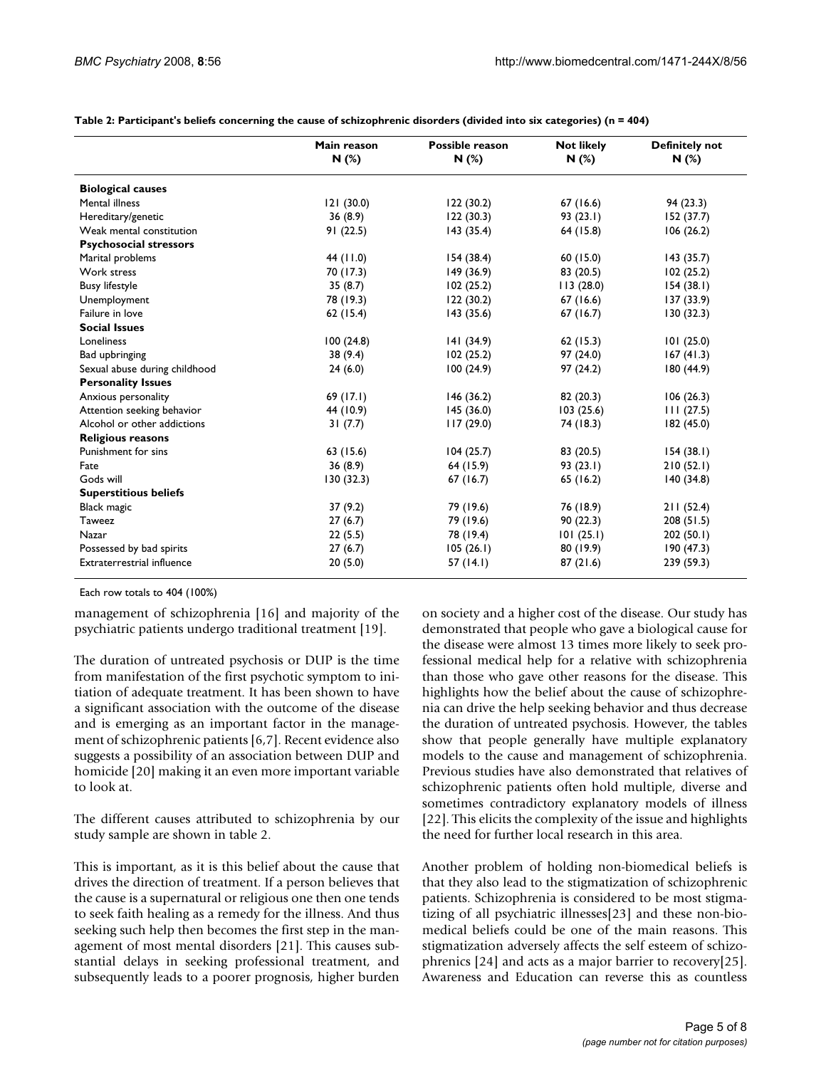**Table 2: Participant's beliefs concerning the cause of schizophrenic disorders (divided into six categories) (n = 404)**

| | Main reason N (%) | Possible reason N (%) | Not likely N (%) | Definitely not N (%) |
|---|---|---|---|---|
| **Biological causes** | | | | |
| Mental illness | 121 (30.0) | 122 (30.2) | 67 (16.6) | 94 (23.3) |
| Hereditary/genetic | 36 (8.9) | 122 (30.3) | 93 (23.1) | 152 (37.7) |
| Weak mental constitution | 91 (22.5) | 143 (35.4) | 64 (15.8) | 106 (26.2) |
| **Psychosocial stressors** | | | | |
| Marital problems | 44 (11.0) | 154 (38.4) | 60 (15.0) | 143 (35.7) |
| Work stress | 70 (17.3) | 149 (36.9) | 83 (20.5) | 102 (25.2) |
| Busy lifestyle | 35 (8.7) | 102 (25.2) | 113 (28.0) | 154 (38.1) |
| Unemployment | 78 (19.3) | 122 (30.2) | 67 (16.6) | 137 (33.9) |
| Failure in love | 62 (15.4) | 143 (35.6) | 67 (16.7) | 130 (32.3) |
| **Social Issues** | | | | |
| Loneliness | 100 (24.8) | 141 (34.9) | 62 (15.3) | 101 (25.0) |
| Bad upbringing | 38 (9.4) | 102 (25.2) | 97 (24.0) | 167 (41.3) |
| Sexual abuse during childhood | 24 (6.0) | 100 (24.9) | 97 (24.2) | 180 (44.9) |
| **Personality Issues** | | | | |
| Anxious personality | 69 (17.1) | 146 (36.2) | 82 (20.3) | 106 (26.3) |
| Attention seeking behavior | 44 (10.9) | 145 (36.0) | 103 (25.6) | 111 (27.5) |
| Alcohol or other addictions | 31 (7.7) | 117 (29.0) | 74 (18.3) | 182 (45.0) |
| **Religious reasons** | | | | |
| Punishment for sins | 63 (15.6) | 104 (25.7) | 83 (20.5) | 154 (38.1) |
| Fate | 36 (8.9) | 64 (15.9) | 93 (23.1) | 210 (52.1) |
| Gods will | 130 (32.3) | 67 (16.7) | 65 (16.2) | 140 (34.8) |
| **Superstitious beliefs** | | | | |
| Black magic | 37 (9.2) | 79 (19.6) | 76 (18.9) | 211 (52.4) |
| Taweez | 27 (6.7) | 79 (19.6) | 90 (22.3) | 208 (51.5) |
| Nazar | 22 (5.5) | 78 (19.4) | 101 (25.1) | 202 (50.1) |
| Possessed by bad spirits | 27 (6.7) | 105 (26.1) | 80 (19.9) | 190 (47.3) |
| Extraterrestrial influence | 20 (5.0) | 57 (14.1) | 87 (21.6) | 239 (59.3) |

Each row totals to 404 (100%)

management of schizophrenia [16] and majority of the psychiatric patients undergo traditional treatment [19].

The duration of untreated psychosis or DUP is the time from manifestation of the first psychotic symptom to initiation of adequate treatment. It has been shown to have a significant association with the outcome of the disease and is emerging as an important factor in the management of schizophrenic patients [6,7]. Recent evidence also suggests a possibility of an association between DUP and homicide [20] making it an even more important variable to look at.

The different causes attributed to schizophrenia by our study sample are shown in table 2.

This is important, as it is this belief about the cause that drives the direction of treatment. If a person believes that the cause is a supernatural or religious one then one tends to seek faith healing as a remedy for the illness. And thus seeking such help then becomes the first step in the management of most mental disorders [21]. This causes substantial delays in seeking professional treatment, and subsequently leads to a poorer prognosis, higher burden on society and a higher cost of the disease. Our study has demonstrated that people who gave a biological cause for the disease were almost 13 times more likely to seek professional medical help for a relative with schizophrenia than those who gave other reasons for the disease. This highlights how the belief about the cause of schizophrenia can drive the help seeking behavior and thus decrease the duration of untreated psychosis. However, the tables show that people generally have multiple explanatory models to the cause and management of schizophrenia. Previous studies have also demonstrated that relatives of schizophrenic patients often hold multiple, diverse and sometimes contradictory explanatory models of illness [22]. This elicits the complexity of the issue and highlights the need for further local research in this area.

Another problem of holding non-biomedical beliefs is that they also lead to the stigmatization of schizophrenic patients. Schizophrenia is considered to be most stigmatizing of all psychiatric illnesses[23] and these non-biomedical beliefs could be one of the main reasons. This stigmatization adversely affects the self esteem of schizophrenics [24] and acts as a major barrier to recovery[25]. Awareness and Education can reverse this as countless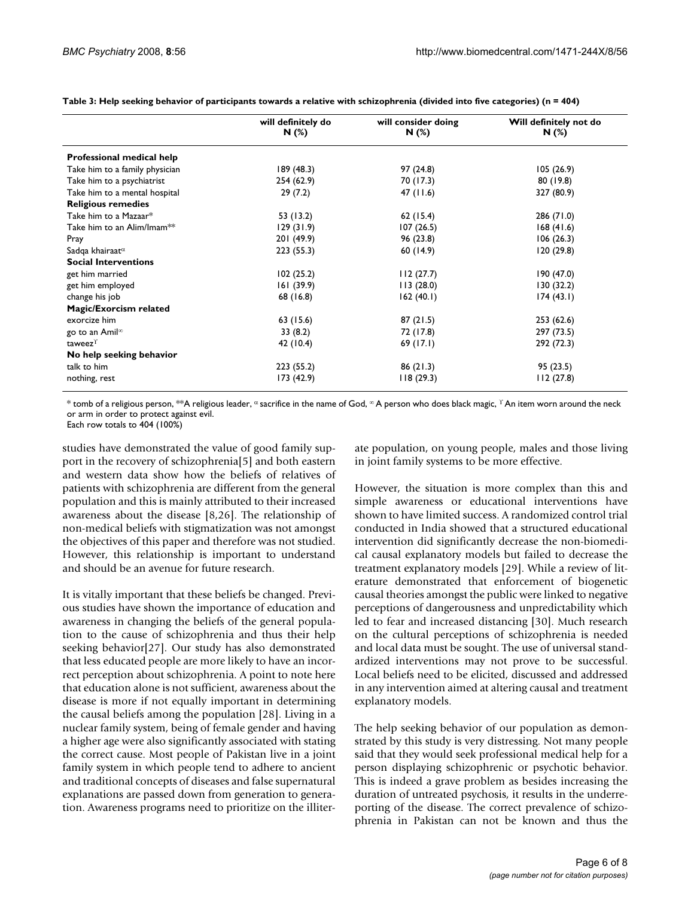**Table 3: Help seeking behavior of participants towards a relative with schizophrenia (divided into five categories) (n = 404)**

| | will definitely do N (%) | will consider doing N (%) | Will definitely not do N (%) |
|---|---|---|---|
| **Professional medical help** | | | |
| Take him to a family physician | 189 (48.3) | 97 (24.8) | 105 (26.9) |
| Take him to a psychiatrist | 254 (62.9) | 70 (17.3) | 80 (19.8) |
| Take him to a mental hospital | 29 (7.2) | 47 (11.6) | 327 (80.9) |
| **Religious remedies** | | | |
| Take him to a Mazaar* | 53 (13.2) | 62 (15.4) | 286 (71.0) |
| Take him to an Alim/Imam** | 129 (31.9) | 107 (26.5) | 168 (41.6) |
| Pray | 201 (49.9) | 96 (23.8) | 106 (26.3) |
| Sadqa khairaat[α] | 223 (55.3) | 60 (14.9) | 120 (29.8) |
| **Social Interventions** | | | |
| get him married | 102 (25.2) | 112 (27.7) | 190 (47.0) |
| get him employed | 161 (39.9) | 113 (28.0) | 130 (32.2) |
| change his job | 68 (16.8) | 162 (40.1) | 174 (43.1) |
| **Magic/Exorcism related** | | | |
| exorcize him | 63 (15.6) | 87 (21.5) | 253 (62.6) |
| go to an Amil[∞] | 33 (8.2) | 72 (17.8) | 297 (73.5) |
| taweez[ϒ] | 42 (10.4) | 69 (17.1) | 292 (72.3) |
| **No help seeking behavior** | | | |
| talk to him | 223 (55.2) | 86 (21.3) | 95 (23.5) |
| nothing, rest | 173 (42.9) | 118 (29.3) | 112 (27.8) |

* tomb of a religious person, **A religious leader, [α] sacrifice in the name of God, [∞] A person who does black magic, [ϒ] An item worn around the neck or arm in order to protect against evil.
Each row totals to 404 (100%)

studies have demonstrated the value of good family support in the recovery of schizophrenia[5] and both eastern and western data show how the beliefs of relatives of patients with schizophrenia are different from the general population and this is mainly attributed to their increased awareness about the disease [8,26]. The relationship of non-medical beliefs with stigmatization was not amongst the objectives of this paper and therefore was not studied. However, this relationship is important to understand and should be an avenue for future research.

It is vitally important that these beliefs be changed. Previous studies have shown the importance of education and awareness in changing the beliefs of the general population to the cause of schizophrenia and thus their help seeking behavior[27]. Our study has also demonstrated that less educated people are more likely to have an incorrect perception about schizophrenia. A point to note here that education alone is not sufficient, awareness about the disease is more if not equally important in determining the causal beliefs among the population [28]. Living in a nuclear family system, being of female gender and having a higher age were also significantly associated with stating the correct cause. Most people of Pakistan live in a joint family system in which people tend to adhere to ancient and traditional concepts of diseases and false supernatural explanations are passed down from generation to generation. Awareness programs need to prioritize on the illiterate population, on young people, males and those living in joint family systems to be more effective.

However, the situation is more complex than this and simple awareness or educational interventions have shown to have limited success. A randomized control trial conducted in India showed that a structured educational intervention did significantly decrease the non-biomedical causal explanatory models but failed to decrease the treatment explanatory models [29]. While a review of literature demonstrated that enforcement of biogenetic causal theories amongst the public were linked to negative perceptions of dangerousness and unpredictability which led to fear and increased distancing [30]. Much research on the cultural perceptions of schizophrenia is needed and local data must be sought. The use of universal standardized interventions may not prove to be successful. Local beliefs need to be elicited, discussed and addressed in any intervention aimed at altering causal and treatment explanatory models.

The help seeking behavior of our population as demonstrated by this study is very distressing. Not many people said that they would seek professional medical help for a person displaying schizophrenic or psychotic behavior. This is indeed a grave problem as besides increasing the duration of untreated psychosis, it results in the underreporting of the disease. The correct prevalence of schizophrenia in Pakistan can not be known and thus the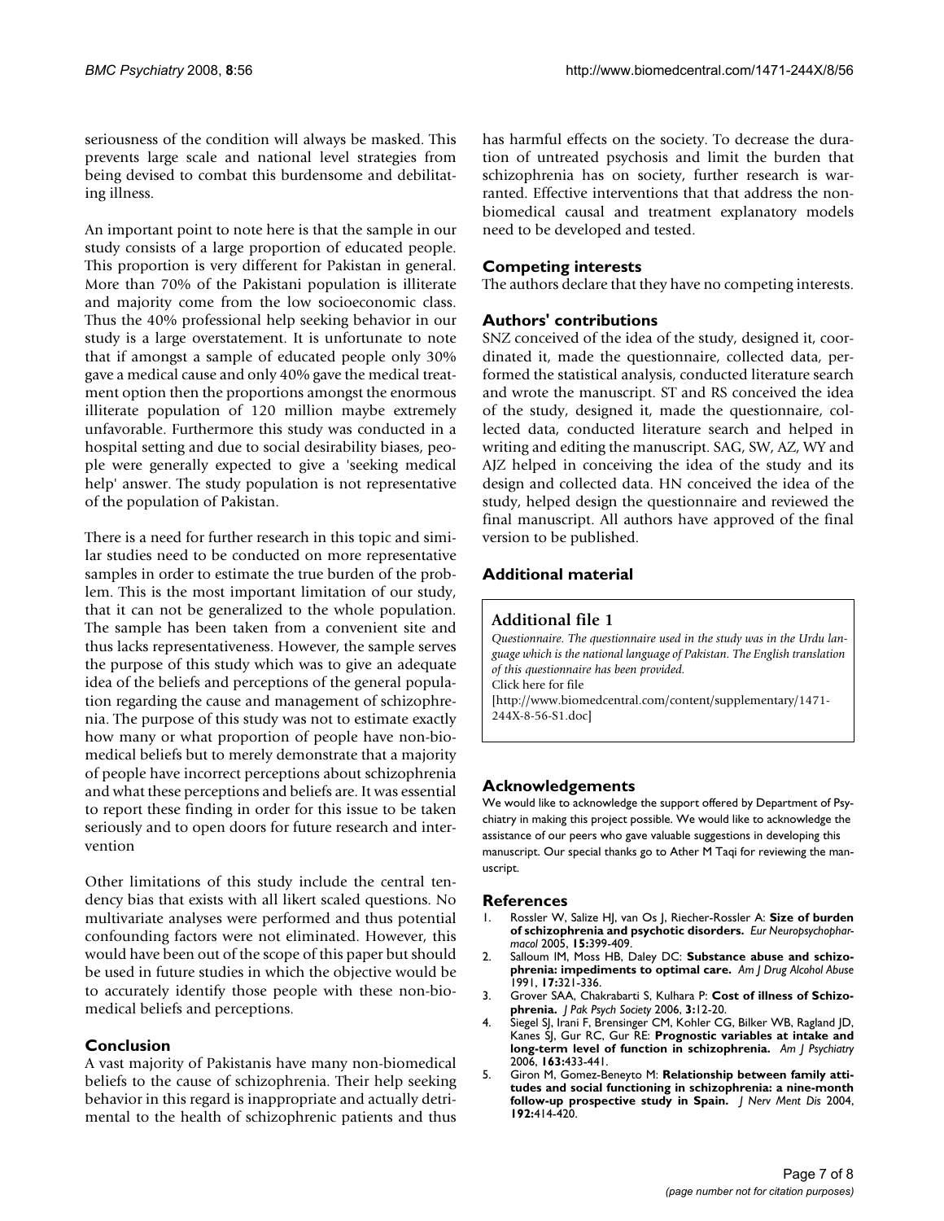seriousness of the condition will always be masked. This prevents large scale and national level strategies from being devised to combat this burdensome and debilitating illness.

An important point to note here is that the sample in our study consists of a large proportion of educated people. This proportion is very different for Pakistan in general. More than 70% of the Pakistani population is illiterate and majority come from the low socioeconomic class. Thus the 40% professional help seeking behavior in our study is a large overstatement. It is unfortunate to note that if amongst a sample of educated people only 30% gave a medical cause and only 40% gave the medical treatment option then the proportions amongst the enormous illiterate population of 120 million maybe extremely unfavorable. Furthermore this study was conducted in a hospital setting and due to social desirability biases, people were generally expected to give a 'seeking medical help' answer. The study population is not representative of the population of Pakistan.

There is a need for further research in this topic and similar studies need to be conducted on more representative samples in order to estimate the true burden of the problem. This is the most important limitation of our study, that it can not be generalized to the whole population. The sample has been taken from a convenient site and thus lacks representativeness. However, the sample serves the purpose of this study which was to give an adequate idea of the beliefs and perceptions of the general population regarding the cause and management of schizophrenia. The purpose of this study was not to estimate exactly how many or what proportion of people have non-biomedical beliefs but to merely demonstrate that a majority of people have incorrect perceptions about schizophrenia and what these perceptions and beliefs are. It was essential to report these finding in order for this issue to be taken seriously and to open doors for future research and intervention

Other limitations of this study include the central tendency bias that exists with all likert scaled questions. No multivariate analyses were performed and thus potential confounding factors were not eliminated. However, this would have been out of the scope of this paper but should be used in future studies in which the objective would be to accurately identify those people with these non-biomedical beliefs and perceptions.

## Conclusion

A vast majority of Pakistanis have many non-biomedical beliefs to the cause of schizophrenia. Their help seeking behavior in this regard is inappropriate and actually detrimental to the health of schizophrenic patients and thus has harmful effects on the society. To decrease the duration of untreated psychosis and limit the burden that schizophrenia has on society, further research is warranted. Effective interventions that that address the non-biomedical causal and treatment explanatory models need to be developed and tested.

## Competing interests

The authors declare that they have no competing interests.

## Authors' contributions

SNZ conceived of the idea of the study, designed it, coordinated it, made the questionnaire, collected data, performed the statistical analysis, conducted literature search and wrote the manuscript. ST and RS conceived the idea of the study, designed it, made the questionnaire, collected data, conducted literature search and helped in writing and editing the manuscript. SAG, SW, AZ, WY and AJZ helped in conceiving the idea of the study and its design and collected data. HN conceived the idea of the study, helped design the questionnaire and reviewed the final manuscript. All authors have approved of the final version to be published.

## Additional material

### Additional file 1

*Questionnaire. The questionnaire used in the study was in the Urdu language which is the national language of Pakistan. The English translation of this questionnaire has been provided.*
Click here for file
[http://www.biomedcentral.com/content/supplementary/1471-244X-8-56-S1.doc]

## Acknowledgements

We would like to acknowledge the support offered by Department of Psychiatry in making this project possible. We would like to acknowledge the assistance of our peers who gave valuable suggestions in developing this manuscript. Our special thanks go to Ather M Taqi for reviewing the manuscript.

## References

1. Rossler W, Salize HJ, van Os J, Riecher-Rossler A: **Size of burden of schizophrenia and psychotic disorders.** *Eur Neuropsychopharmacol* 2005, **15:**399-409.
2. Salloum IM, Moss HB, Daley DC: **Substance abuse and schizophrenia: impediments to optimal care.** *Am J Drug Alcohol Abuse* 1991, **17:**321-336.
3. Grover SAA, Chakrabarti S, Kulhara P: **Cost of illness of Schizophrenia.** *J Pak Psych Society* 2006, **3:**12-20.
4. Siegel SJ, Irani F, Brensinger CM, Kohler CG, Bilker WB, Ragland JD, Kanes SJ, Gur RC, Gur RE: **Prognostic variables at intake and long-term level of function in schizophrenia.** *Am J Psychiatry* 2006, **163:**433-441.
5. Giron M, Gomez-Beneyto M: **Relationship between family attitudes and social functioning in schizophrenia: a nine-month follow-up prospective study in Spain.** *J Nerv Ment Dis* 2004, **192:**414-420.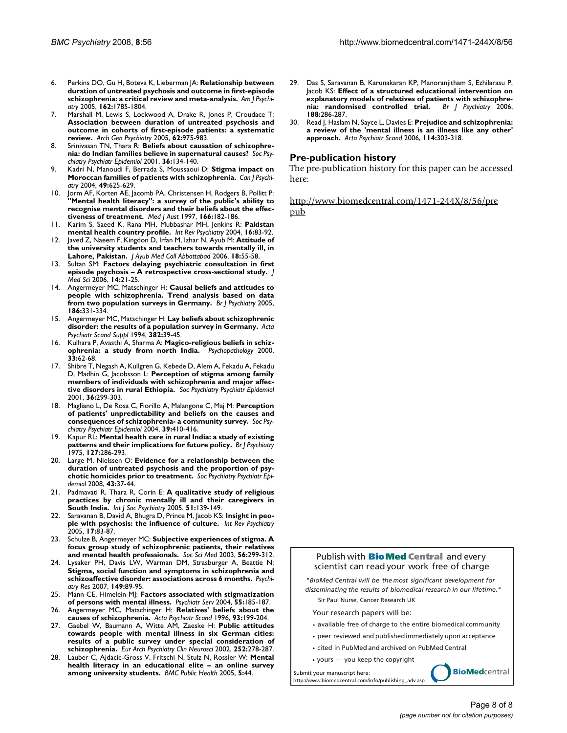6. Perkins DO, Gu H, Boteva K, Lieberman JA: **Relationship between duration of untreated psychosis and outcome in first-episode schizophrenia: a critical review and meta-analysis.** *Am J Psychiatry* 2005, **162:**1785-1804.
7. Marshall M, Lewis S, Lockwood A, Drake R, Jones P, Croudace T: **Association between duration of untreated psychosis and outcome in cohorts of first-episode patients: a systematic review.** *Arch Gen Psychiatry* 2005, **62:**975-983.
8. Srinivasan TN, Thara R: **Beliefs about causation of schizophrenia: do Indian families believe in supernatural causes?** *Soc Psychiatry Psychiatr Epidemiol* 2001, **36:**134-140.
9. Kadri N, Manoudi F, Berrada S, Moussaoui D: **Stigma impact on Moroccan families of patients with schizophrenia.** *Can J Psychiatry* 2004, **49:**625-629.
10. Jorm AF, Korten AE, Jacomb PA, Christensen H, Rodgers B, Pollitt P: **"Mental health literacy": a survey of the public's ability to recognise mental disorders and their beliefs about the effectiveness of treatment.** *Med J Aust* 1997, **166:**182-186.
11. Karim S, Saeed K, Rana MH, Mubbashar MH, Jenkins R: **Pakistan mental health country profile.** *Int Rev Psychiatry* 2004, **16:**83-92.
12. Javed Z, Naeem F, Kingdon D, Irfan M, Izhar N, Ayub M: **Attitude of the university students and teachers towards mentally ill, in Lahore, Pakistan.** *J Ayub Med Coll Abbottabad* 2006, **18:**55-58.
13. Sultan SM: **Factors delaying psychiatric consultation in first episode psychosis – A retrospective cross-sectional study.** *J Med Sci* 2006, **14:**21-25.
14. Angermeyer MC, Matschinger H: **Causal beliefs and attitudes to people with schizophrenia. Trend analysis based on data from two population surveys in Germany.** *Br J Psychiatry* 2005, **186:**331-334.
15. Angermeyer MC, Matschinger H: **Lay beliefs about schizophrenic disorder: the results of a population survey in Germany.** *Acta Psychiatr Scand Suppl* 1994, **382:**39-45.
16. Kulhara P, Avasthi A, Sharma A: **Magico-religious beliefs in schizophrenia: a study from north India.** *Psychopathology* 2000, **33:**62-68.
17. Shibre T, Negash A, Kullgren G, Kebede D, Alem A, Fekadu A, Fekadu D, Madhin G, Jacobsson L: **Perception of stigma among family members of individuals with schizophrenia and major affective disorders in rural Ethiopia.** *Soc Psychiatry Psychiatr Epidemiol* 2001, **36:**299-303.
18. Magliano L, De Rosa C, Fiorillo A, Malangone C, Maj M: **Perception of patients' unpredictability and beliefs on the causes and consequences of schizophrenia- a community survey.** *Soc Psychiatry Psychiatr Epidemiol* 2004, **39:**410-416.
19. Kapur RL: **Mental health care in rural India: a study of existing patterns and their implications for future policy.** *Br J Psychiatry* 1975, **127:**286-293.
20. Large M, Nielssen O: **Evidence for a relationship between the duration of untreated psychosis and the proportion of psychotic homicides prior to treatment.** *Soc Psychiatry Psychiatr Epidemiol* 2008, **43:**37-44.
21. Padmavati R, Thara R, Corin E: **A qualitative study of religious practices by chronic mentally ill and their caregivers in South India.** *Int J Soc Psychiatry* 2005, **51:**139-149.
22. Saravanan B, David A, Bhugra D, Prince M, Jacob KS: **Insight in people with psychosis: the influence of culture.** *Int Rev Psychiatry* 2005, **17:**83-87.
23. Schulze B, Angermeyer MC: **Subjective experiences of stigma. A focus group study of schizophrenic patients, their relatives and mental health professionals.** *Soc Sci Med* 2003, **56:**299-312.
24. Lysaker PH, Davis LW, Warman DM, Strasburger A, Beattie N: **Stigma, social function and symptoms in schizophrenia and schizoaffective disorder: associations across 6 months.** *Psychiatry Res* 2007, **149:**89-95.
25. Mann CE, Himelein MJ: **Factors associated with stigmatization of persons with mental illness.** *Psychiatr Serv* 2004, **55:**185-187.
26. Angermeyer MC, Matschinger H: **Relatives' beliefs about the causes of schizophrenia.** *Acta Psychiatr Scand* 1996, **93:**199-204.
27. Gaebel W, Baumann A, Witte AM, Zaeske H: **Public attitudes towards people with mental illness in six German cities: results of a public survey under special consideration of schizophrenia.** *Eur Arch Psychiatry Clin Neurosci* 2002, **252:**278-287.
28. Lauber C, Ajdacic-Gross V, Fritschi N, Stulz N, Rossler W: **Mental health literacy in an educational elite – an online survey among university students.** *BMC Public Health* 2005, **5:**44.
29. Das S, Saravanan B, Karunakaran KP, Manoranjitham S, Ezhilarasu P, Jacob KS: **Effect of a structured educational intervention on explanatory models of relatives of patients with schizophrenia: randomised controlled trial.** *Br J Psychiatry* 2006, **188:**286-287.
30. Read J, Haslam N, Sayce L, Davies E: **Prejudice and schizophrenia: a review of the 'mental illness is an illness like any other' approach.** *Acta Psychiatr Scand* 2006, **114:**303-318.

## Pre-publication history

The pre-publication history for this paper can be accessed here:

http://www.biomedcentral.com/1471-244X/8/56/prepub

Publish with **BioMed Central** and every scientist can read your work free of charge

*"BioMed Central will be the most significant development for disseminating the results of biomedical research in our lifetime."*
Sir Paul Nurse, Cancer Research UK

Your research papers will be:

- available free of charge to the entire biomedical community
- peer reviewed and published immediately upon acceptance
- cited in PubMed and archived on PubMed Central
- yours — you keep the copyright

Submit your manuscript here:
http://www.biomedcentral.com/info/publishing_adv.asp

BioMedcentral